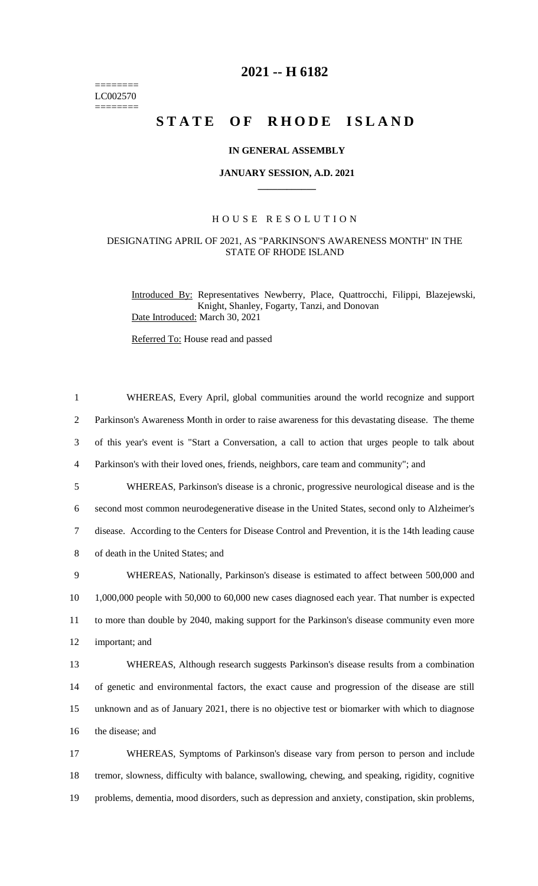========
LC002570
========

# 2021 -- H 6182

# STATE OF RHODE ISLAND

### IN GENERAL ASSEMBLY

### JANUARY SESSION, A.D. 2021

## HOUSE RESOLUTION

### DESIGNATING APRIL OF 2021, AS "PARKINSON'S AWARENESS MONTH" IN THE STATE OF RHODE ISLAND

Introduced By: Representatives Newberry, Place, Quattrocchi, Filippi, Blazejewski, Knight, Shanley, Fogarty, Tanzi, and Donovan

Date Introduced: March 30, 2021

Referred To: House read and passed

1 WHEREAS, Every April, global communities around the world recognize and support
2 Parkinson's Awareness Month in order to raise awareness for this devastating disease. The theme
3 of this year's event is "Start a Conversation, a call to action that urges people to talk about
4 Parkinson's with their loved ones, friends, neighbors, care team and community"; and

5 WHEREAS, Parkinson's disease is a chronic, progressive neurological disease and is the
6 second most common neurodegenerative disease in the United States, second only to Alzheimer's
7 disease. According to the Centers for Disease Control and Prevention, it is the 14th leading cause
8 of death in the United States; and

9 WHEREAS, Nationally, Parkinson's disease is estimated to affect between 500,000 and
10 1,000,000 people with 50,000 to 60,000 new cases diagnosed each year. That number is expected
11 to more than double by 2040, making support for the Parkinson's disease community even more
12 important; and

13 WHEREAS, Although research suggests Parkinson's disease results from a combination
14 of genetic and environmental factors, the exact cause and progression of the disease are still
15 unknown and as of January 2021, there is no objective test or biomarker with which to diagnose
16 the disease; and

17 WHEREAS, Symptoms of Parkinson's disease vary from person to person and include
18 tremor, slowness, difficulty with balance, swallowing, chewing, and speaking, rigidity, cognitive
19 problems, dementia, mood disorders, such as depression and anxiety, constipation, skin problems,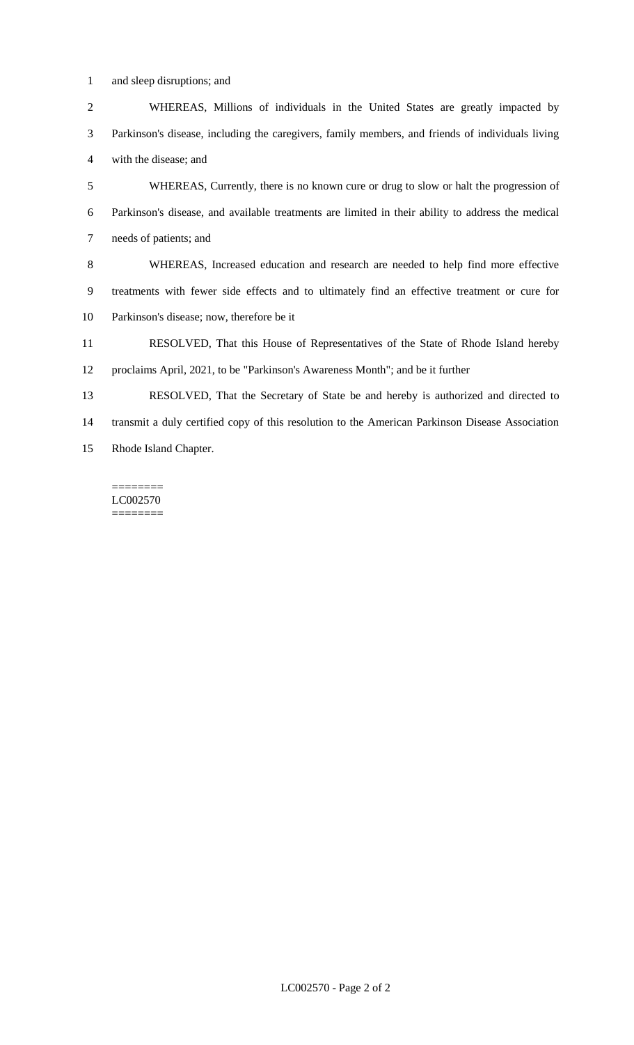and sleep disruptions; and

WHEREAS, Millions of individuals in the United States are greatly impacted by Parkinson's disease, including the caregivers, family members, and friends of individuals living with the disease; and

WHEREAS, Currently, there is no known cure or drug to slow or halt the progression of Parkinson's disease, and available treatments are limited in their ability to address the medical needs of patients; and

WHEREAS, Increased education and research are needed to help find more effective treatments with fewer side effects and to ultimately find an effective treatment or cure for Parkinson's disease; now, therefore be it

RESOLVED, That this House of Representatives of the State of Rhode Island hereby proclaims April, 2021, to be "Parkinson's Awareness Month"; and be it further

RESOLVED, That the Secretary of State be and hereby is authorized and directed to transmit a duly certified copy of this resolution to the American Parkinson Disease Association Rhode Island Chapter.

========
LC002570
========